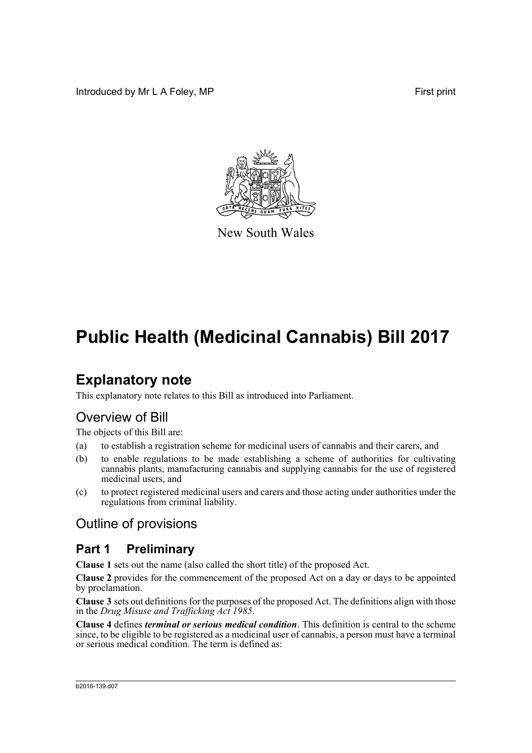Introduced by Mr L A Foley, MP First print

New South Wales

# Public Health (Medicinal Cannabis) Bill 2017

## Explanatory note

This explanatory note relates to this Bill as introduced into Parliament.

## Overview of Bill

The objects of this Bill are:

(a) to establish a registration scheme for medicinal users of cannabis and their carers, and

(b) to enable regulations to be made establishing a scheme of authorities for cultivating cannabis plants, manufacturing cannabis and supplying cannabis for the use of registered medicinal users, and

(c) to protect registered medicinal users and carers and those acting under authorities under the regulations from criminal liability.

## Outline of provisions

### Part 1 Preliminary

**Clause 1** sets out the name (also called the short title) of the proposed Act.

**Clause 2** provides for the commencement of the proposed Act on a day or days to be appointed by proclamation.

**Clause 3** sets out definitions for the purposes of the proposed Act. The definitions align with those in the *Drug Misuse and Trafficking Act 1985*.

**Clause 4** defines ***terminal or serious medical condition***. This definition is central to the scheme since, to be eligible to be registered as a medicinal user of cannabis, a person must have a terminal or serious medical condition. The term is defined as: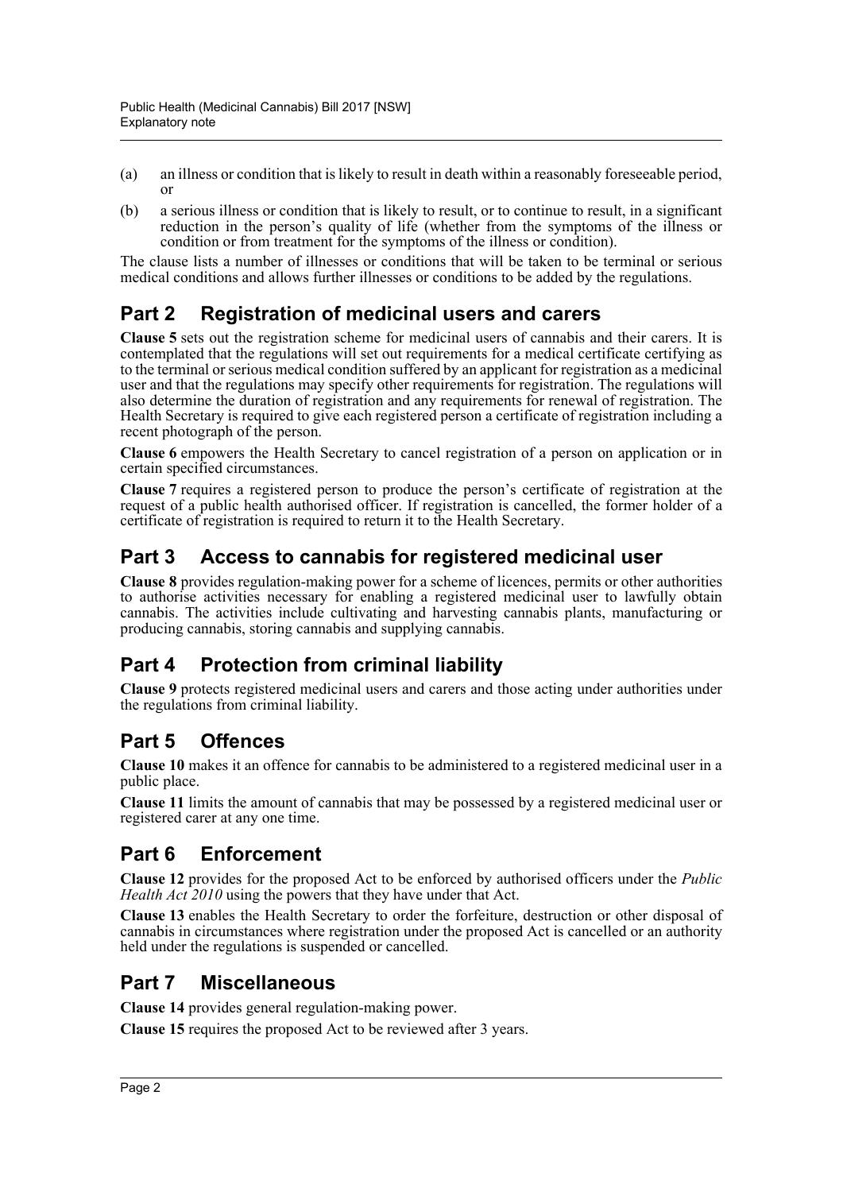(a) an illness or condition that is likely to result in death within a reasonably foreseeable period, or

(b) a serious illness or condition that is likely to result, or to continue to result, in a significant reduction in the person's quality of life (whether from the symptoms of the illness or condition or from treatment for the symptoms of the illness or condition).

The clause lists a number of illnesses or conditions that will be taken to be terminal or serious medical conditions and allows further illnesses or conditions to be added by the regulations.

## Part 2 Registration of medicinal users and carers

**Clause 5** sets out the registration scheme for medicinal users of cannabis and their carers. It is contemplated that the regulations will set out requirements for a medical certificate certifying as to the terminal or serious medical condition suffered by an applicant for registration as a medicinal user and that the regulations may specify other requirements for registration. The regulations will also determine the duration of registration and any requirements for renewal of registration. The Health Secretary is required to give each registered person a certificate of registration including a recent photograph of the person.

**Clause 6** empowers the Health Secretary to cancel registration of a person on application or in certain specified circumstances.

**Clause 7** requires a registered person to produce the person's certificate of registration at the request of a public health authorised officer. If registration is cancelled, the former holder of a certificate of registration is required to return it to the Health Secretary.

## Part 3 Access to cannabis for registered medicinal user

**Clause 8** provides regulation-making power for a scheme of licences, permits or other authorities to authorise activities necessary for enabling a registered medicinal user to lawfully obtain cannabis. The activities include cultivating and harvesting cannabis plants, manufacturing or producing cannabis, storing cannabis and supplying cannabis.

## Part 4 Protection from criminal liability

**Clause 9** protects registered medicinal users and carers and those acting under authorities under the regulations from criminal liability.

## Part 5 Offences

**Clause 10** makes it an offence for cannabis to be administered to a registered medicinal user in a public place.

**Clause 11** limits the amount of cannabis that may be possessed by a registered medicinal user or registered carer at any one time.

## Part 6 Enforcement

**Clause 12** provides for the proposed Act to be enforced by authorised officers under the *Public Health Act 2010* using the powers that they have under that Act.

**Clause 13** enables the Health Secretary to order the forfeiture, destruction or other disposal of cannabis in circumstances where registration under the proposed Act is cancelled or an authority held under the regulations is suspended or cancelled.

## Part 7 Miscellaneous

**Clause 14** provides general regulation-making power.

**Clause 15** requires the proposed Act to be reviewed after 3 years.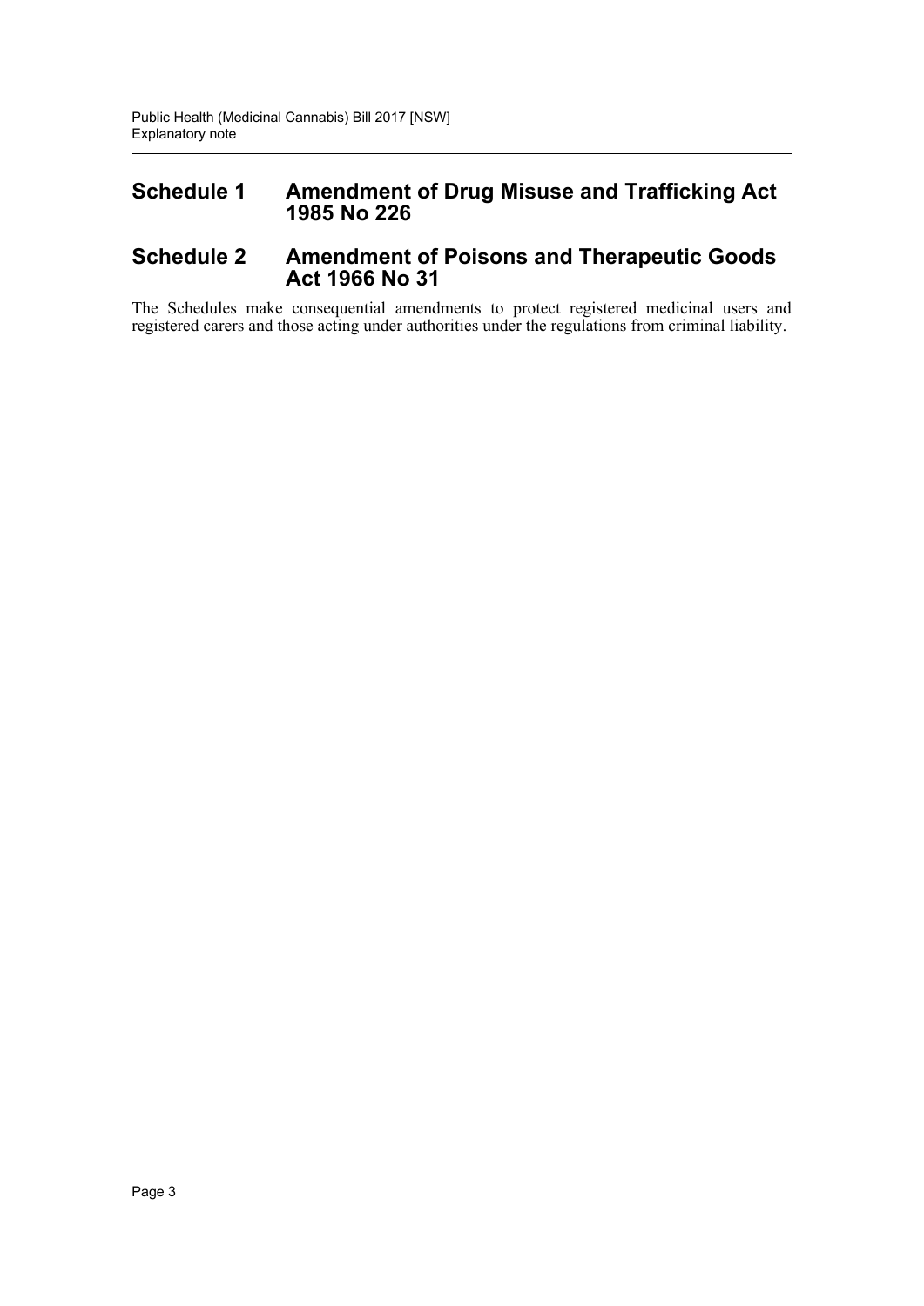## Schedule 1 Amendment of Drug Misuse and Trafficking Act 1985 No 226

## Schedule 2 Amendment of Poisons and Therapeutic Goods Act 1966 No 31

The Schedules make consequential amendments to protect registered medicinal users and registered carers and those acting under authorities under the regulations from criminal liability.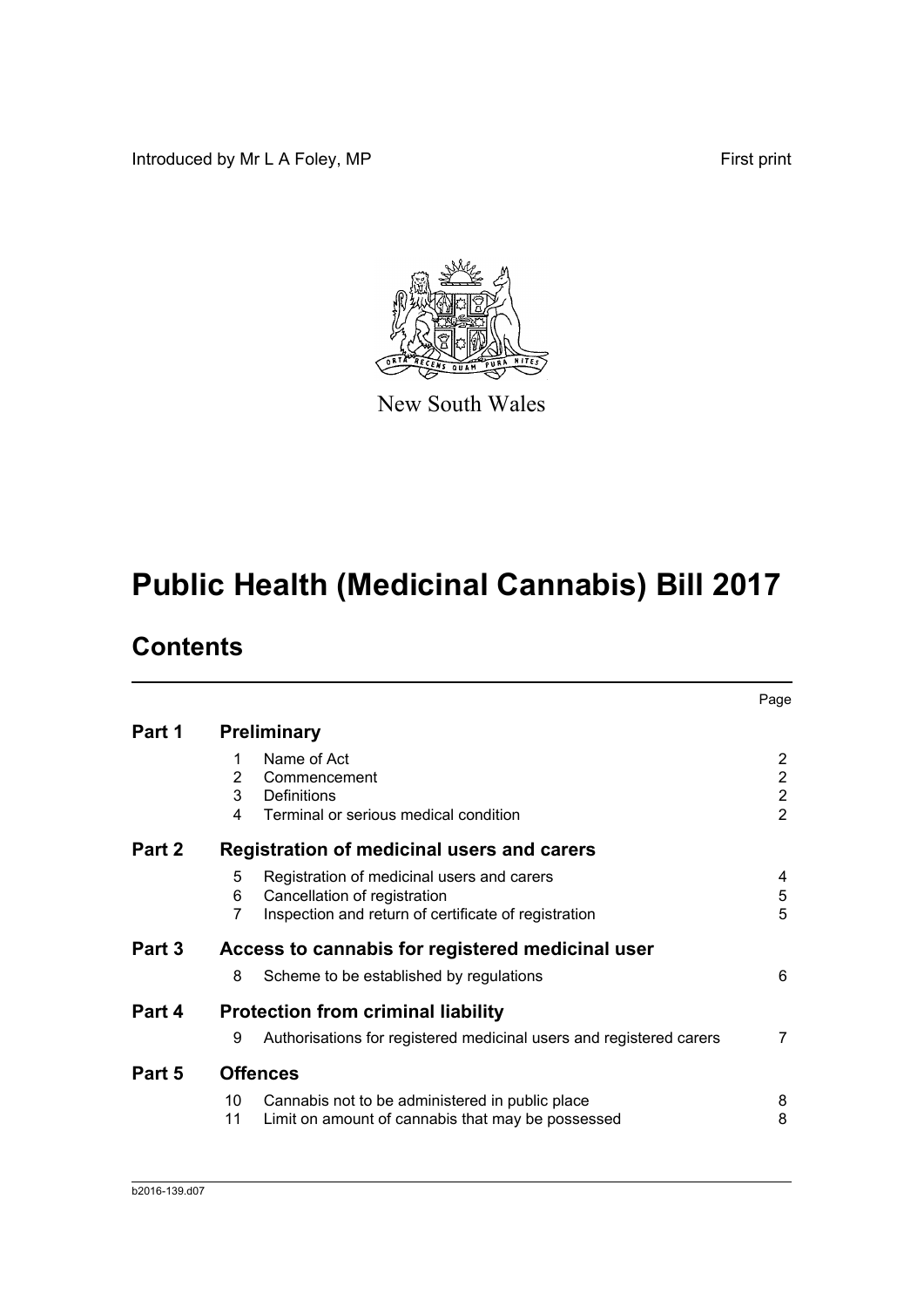Introduced by Mr L A Foley, MP

First print

New South Wales

# Public Health (Medicinal Cannabis) Bill 2017

## Contents

| | | | Page |
|---|---|---|---|
| **Part 1** | **Preliminary** | | |
| | 1 | Name of Act | 2 |
| | 2 | Commencement | 2 |
| | 3 | Definitions | 2 |
| | 4 | Terminal or serious medical condition | 2 |
| **Part 2** | **Registration of medicinal users and carers** | | |
| | 5 | Registration of medicinal users and carers | 4 |
| | 6 | Cancellation of registration | 5 |
| | 7 | Inspection and return of certificate of registration | 5 |
| **Part 3** | **Access to cannabis for registered medicinal user** | | |
| | 8 | Scheme to be established by regulations | 6 |
| **Part 4** | **Protection from criminal liability** | | |
| | 9 | Authorisations for registered medicinal users and registered carers | 7 |
| **Part 5** | **Offences** | | |
| | 10 | Cannabis not to be administered in public place | 8 |
| | 11 | Limit on amount of cannabis that may be possessed | 8 |

b2016-139.d07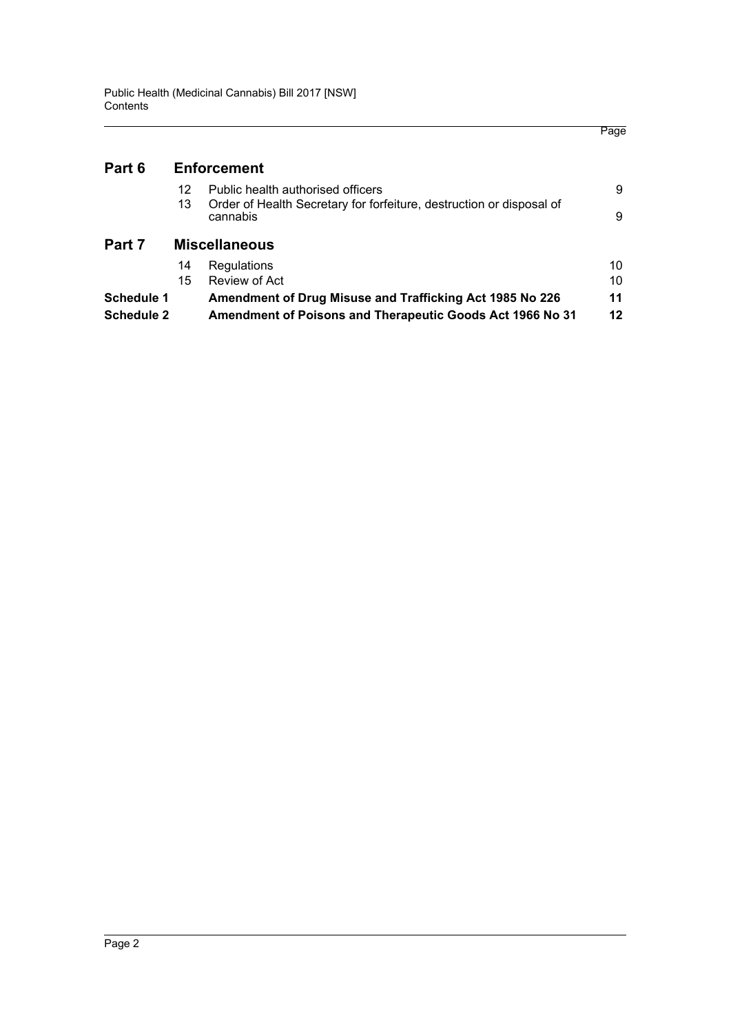| | | | Page |
|---|---|---|---|
| **Part 6** | **Enforcement** | | |
| | 12 | Public health authorised officers | 9 |
| | 13 | Order of Health Secretary for forfeiture, destruction or disposal of cannabis | 9 |
| **Part 7** | **Miscellaneous** | | |
| | 14 | Regulations | 10 |
| | 15 | Review of Act | 10 |
| **Schedule 1** | | **Amendment of Drug Misuse and Trafficking Act 1985 No 226** | **11** |
| **Schedule 2** | | **Amendment of Poisons and Therapeutic Goods Act 1966 No 31** | **12** |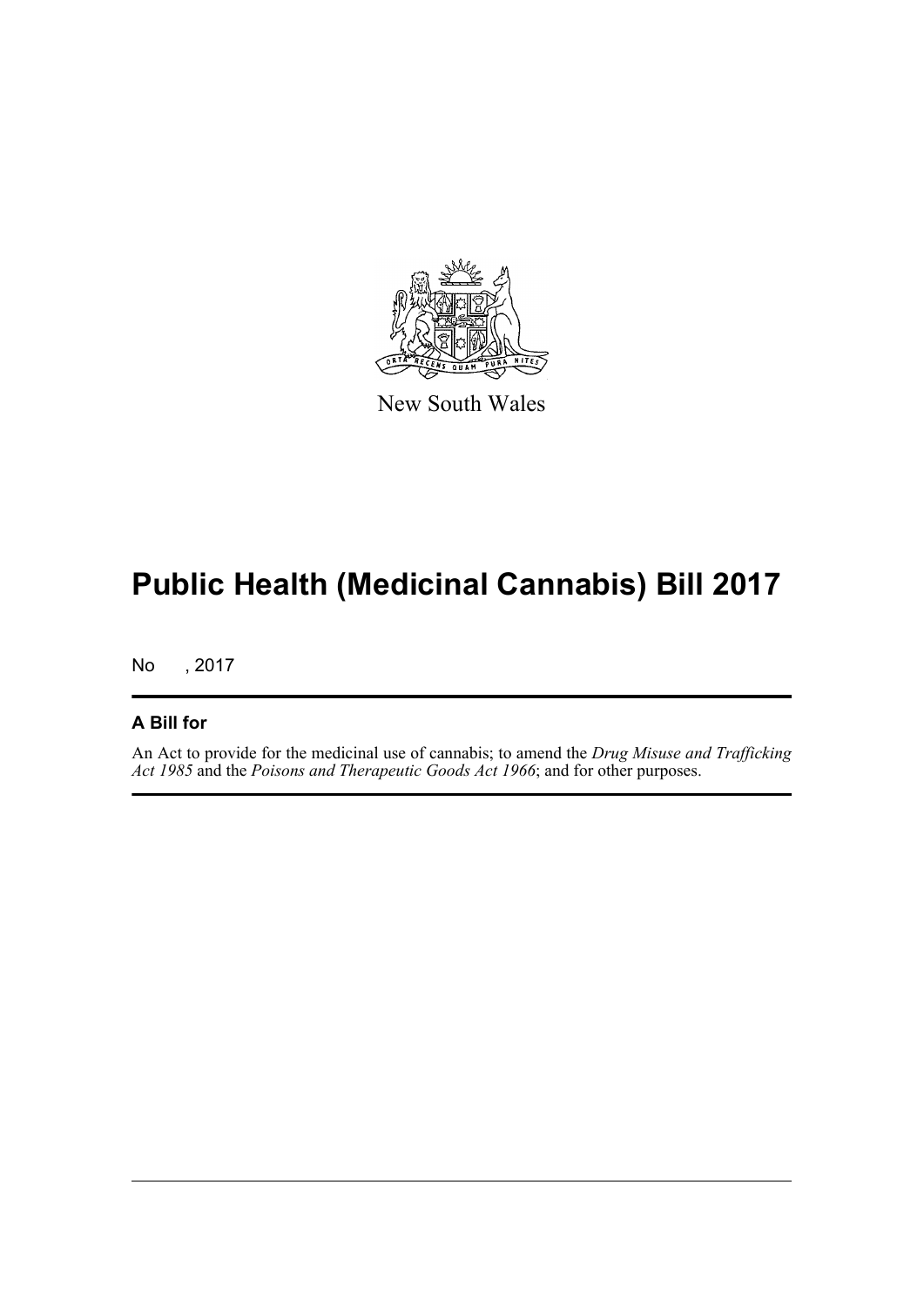New South Wales

# Public Health (Medicinal Cannabis) Bill 2017

No , 2017

## A Bill for

An Act to provide for the medicinal use of cannabis; to amend the *Drug Misuse and Trafficking Act 1985* and the *Poisons and Therapeutic Goods Act 1966*; and for other purposes.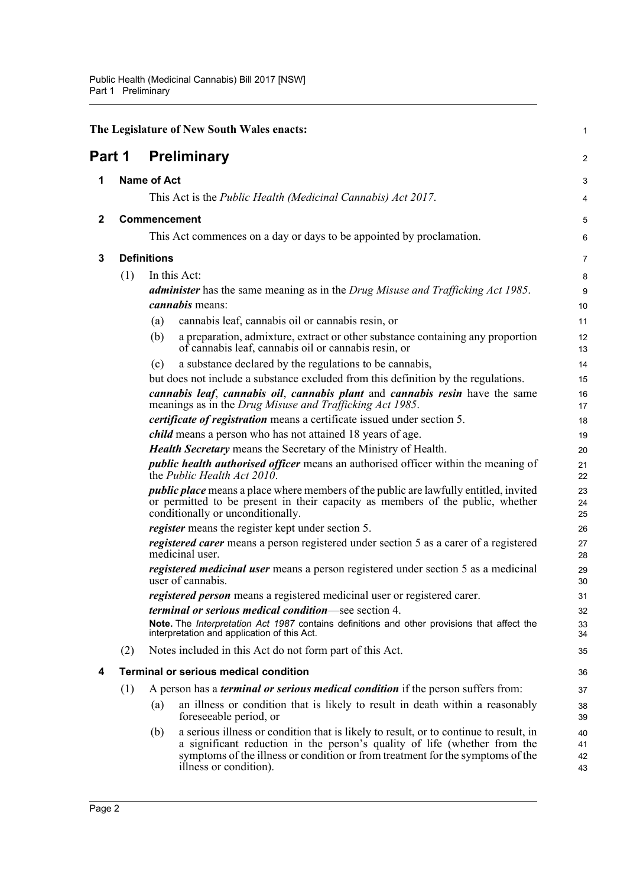The Legislature of New South Wales enacts:

# Part 1 Preliminary

## 1 Name of Act

This Act is the *Public Health (Medicinal Cannabis) Act 2017*.

## 2 Commencement

This Act commences on a day or days to be appointed by proclamation.

## 3 Definitions

(1) In this Act:

***administer*** has the same meaning as in the *Drug Misuse and Trafficking Act 1985*.

***cannabis*** means:

- (a) cannabis leaf, cannabis oil or cannabis resin, or
- (b) a preparation, admixture, extract or other substance containing any proportion of cannabis leaf, cannabis oil or cannabis resin, or
- (c) a substance declared by the regulations to be cannabis,

but does not include a substance excluded from this definition by the regulations.

***cannabis leaf***, ***cannabis oil***, ***cannabis plant*** and ***cannabis resin*** have the same meanings as in the *Drug Misuse and Trafficking Act 1985*.

***certificate of registration*** means a certificate issued under section 5.

***child*** means a person who has not attained 18 years of age.

***Health Secretary*** means the Secretary of the Ministry of Health.

***public health authorised officer*** means an authorised officer within the meaning of the *Public Health Act 2010*.

***public place*** means a place where members of the public are lawfully entitled, invited or permitted to be present in their capacity as members of the public, whether conditionally or unconditionally.

***register*** means the register kept under section 5.

***registered carer*** means a person registered under section 5 as a carer of a registered medicinal user.

***registered medicinal user*** means a person registered under section 5 as a medicinal user of cannabis.

***registered person*** means a registered medicinal user or registered carer.

***terminal or serious medical condition***—see section 4.

**Note.** The *Interpretation Act 1987* contains definitions and other provisions that affect the interpretation and application of this Act.

(2) Notes included in this Act do not form part of this Act.

## 4 Terminal or serious medical condition

(1) A person has a ***terminal or serious medical condition*** if the person suffers from:

- (a) an illness or condition that is likely to result in death within a reasonably foreseeable period, or
- (b) a serious illness or condition that is likely to result, or to continue to result, in a significant reduction in the person's quality of life (whether from the symptoms of the illness or condition or from treatment for the symptoms of the illness or condition).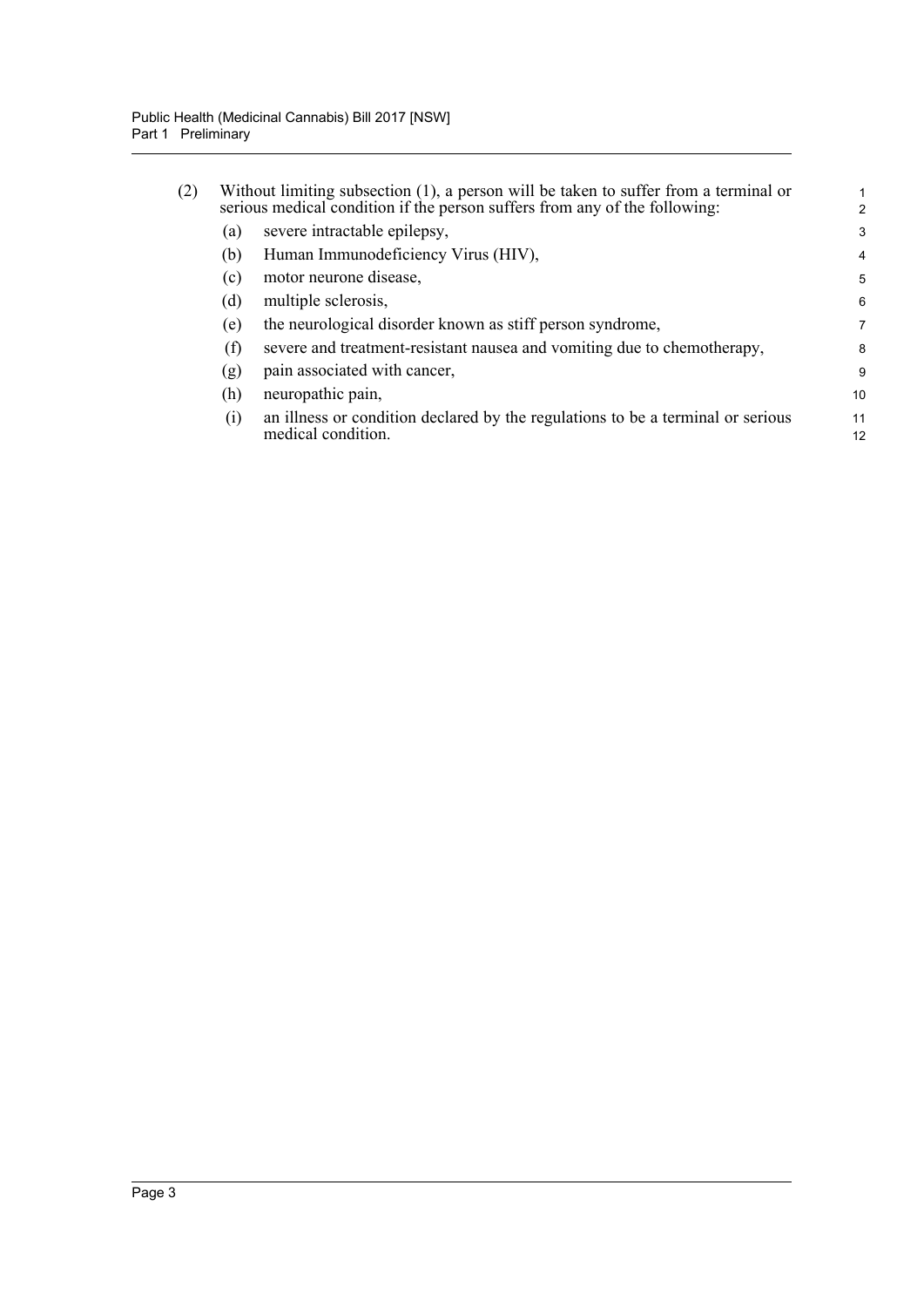(2) Without limiting subsection (1), a person will be taken to suffer from a terminal or serious medical condition if the person suffers from any of the following:

(a) severe intractable epilepsy,

(b) Human Immunodeficiency Virus (HIV),

(c) motor neurone disease,

(d) multiple sclerosis,

(e) the neurological disorder known as stiff person syndrome,

(f) severe and treatment-resistant nausea and vomiting due to chemotherapy,

(g) pain associated with cancer,

(h) neuropathic pain,

(i) an illness or condition declared by the regulations to be a terminal or serious medical condition.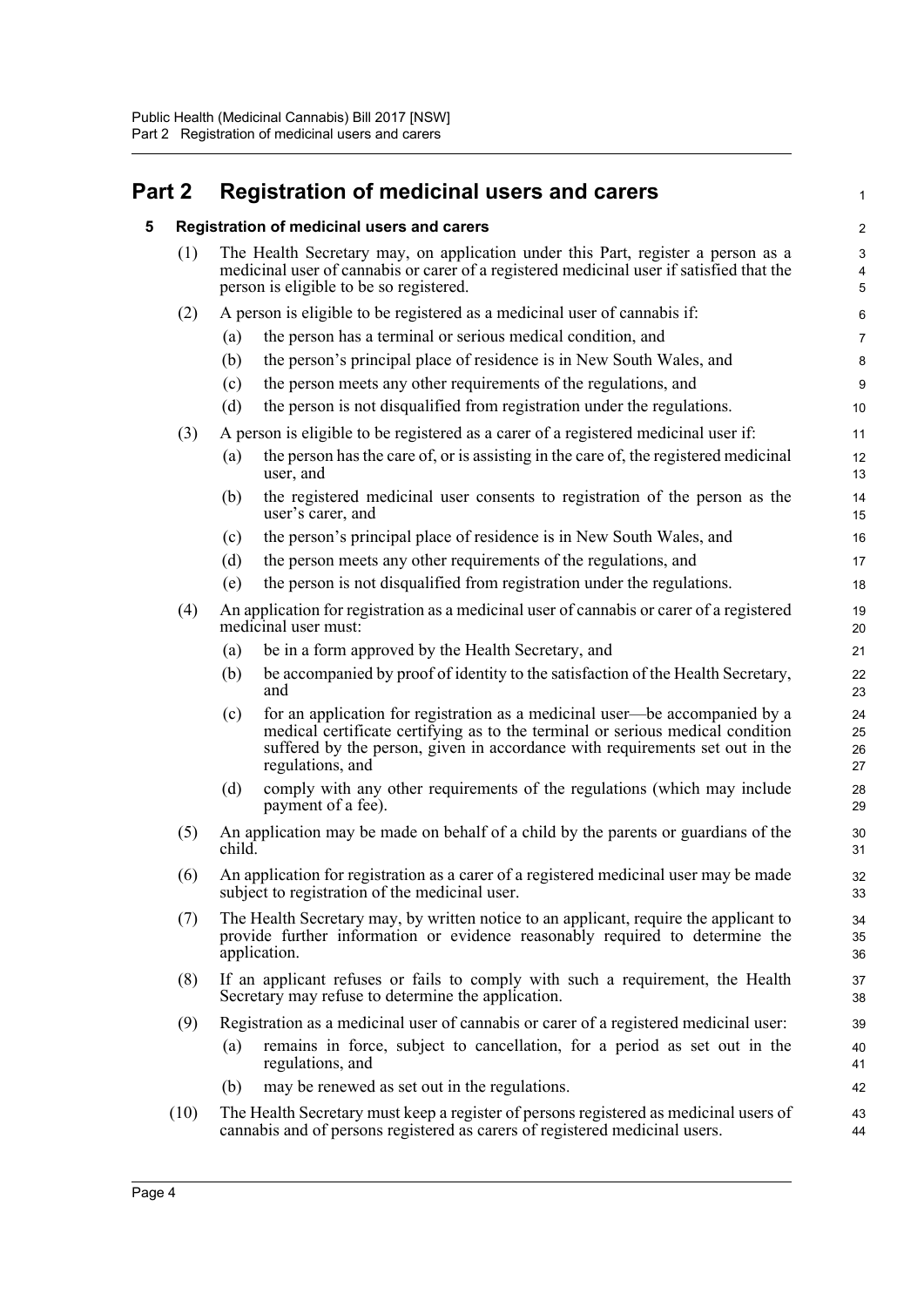# Part 2 Registration of medicinal users and carers

## 5 Registration of medicinal users and carers

(1) The Health Secretary may, on application under this Part, register a person as a medicinal user of cannabis or carer of a registered medicinal user if satisfied that the person is eligible to be so registered.

(2) A person is eligible to be registered as a medicinal user of cannabis if:

- (a) the person has a terminal or serious medical condition, and
- (b) the person's principal place of residence is in New South Wales, and
- (c) the person meets any other requirements of the regulations, and
- (d) the person is not disqualified from registration under the regulations.

(3) A person is eligible to be registered as a carer of a registered medicinal user if:

- (a) the person has the care of, or is assisting in the care of, the registered medicinal user, and
- (b) the registered medicinal user consents to registration of the person as the user's carer, and
- (c) the person's principal place of residence is in New South Wales, and
- (d) the person meets any other requirements of the regulations, and
- (e) the person is not disqualified from registration under the regulations.

(4) An application for registration as a medicinal user of cannabis or carer of a registered medicinal user must:

- (a) be in a form approved by the Health Secretary, and
- (b) be accompanied by proof of identity to the satisfaction of the Health Secretary, and
- (c) for an application for registration as a medicinal user—be accompanied by a medical certificate certifying as to the terminal or serious medical condition suffered by the person, given in accordance with requirements set out in the regulations, and
- (d) comply with any other requirements of the regulations (which may include payment of a fee).

(5) An application may be made on behalf of a child by the parents or guardians of the child.

(6) An application for registration as a carer of a registered medicinal user may be made subject to registration of the medicinal user.

(7) The Health Secretary may, by written notice to an applicant, require the applicant to provide further information or evidence reasonably required to determine the application.

(8) If an applicant refuses or fails to comply with such a requirement, the Health Secretary may refuse to determine the application.

(9) Registration as a medicinal user of cannabis or carer of a registered medicinal user:

- (a) remains in force, subject to cancellation, for a period as set out in the regulations, and
- (b) may be renewed as set out in the regulations.

(10) The Health Secretary must keep a register of persons registered as medicinal users of cannabis and of persons registered as carers of registered medicinal users.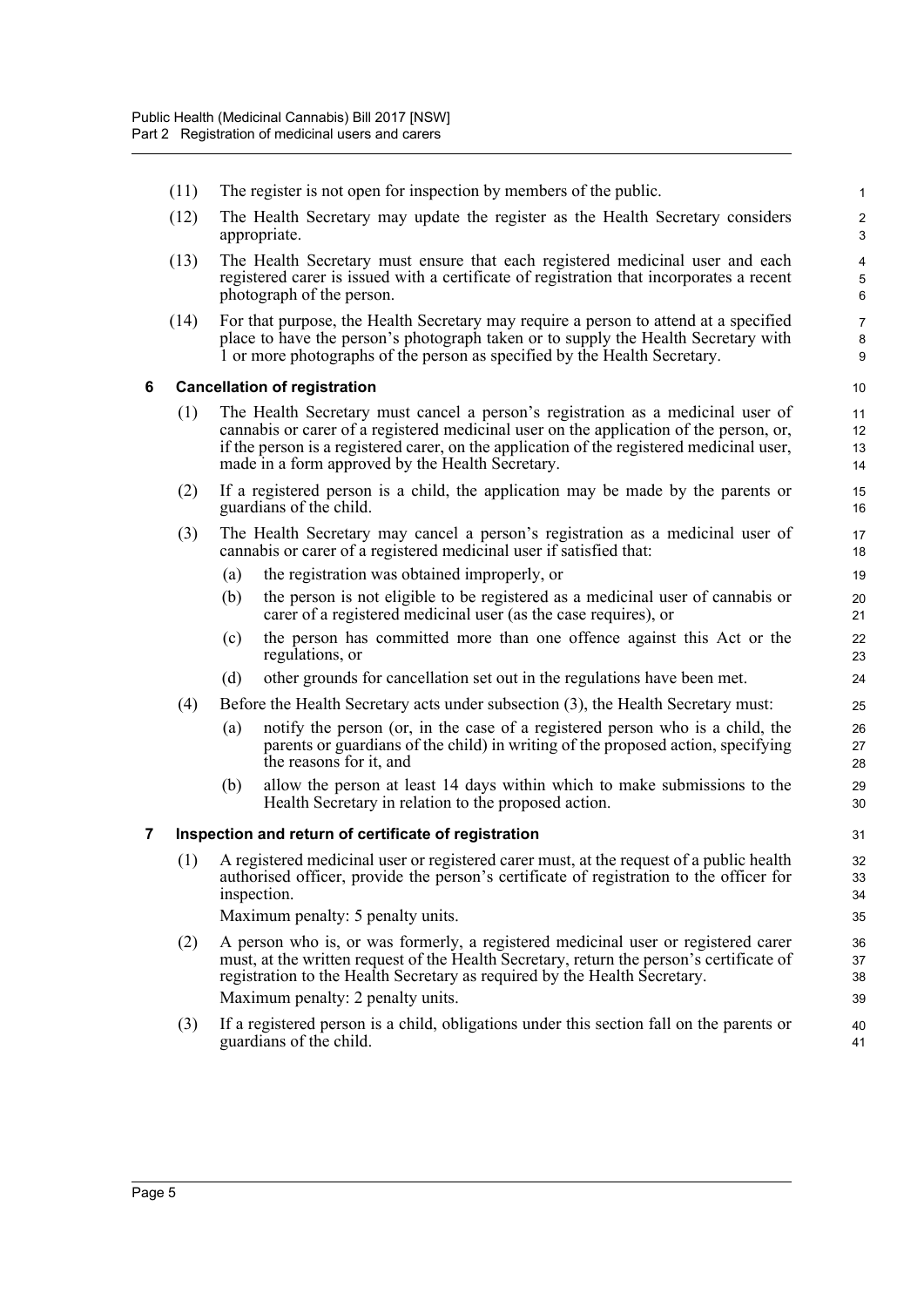(11) The register is not open for inspection by members of the public.

(12) The Health Secretary may update the register as the Health Secretary considers appropriate.

(13) The Health Secretary must ensure that each registered medicinal user and each registered carer is issued with a certificate of registration that incorporates a recent photograph of the person.

(14) For that purpose, the Health Secretary may require a person to attend at a specified place to have the person's photograph taken or to supply the Health Secretary with 1 or more photographs of the person as specified by the Health Secretary.

### 6 Cancellation of registration

(1) The Health Secretary must cancel a person's registration as a medicinal user of cannabis or carer of a registered medicinal user on the application of the person, or, if the person is a registered carer, on the application of the registered medicinal user, made in a form approved by the Health Secretary.

(2) If a registered person is a child, the application may be made by the parents or guardians of the child.

(3) The Health Secretary may cancel a person's registration as a medicinal user of cannabis or carer of a registered medicinal user if satisfied that:

- (a) the registration was obtained improperly, or
- (b) the person is not eligible to be registered as a medicinal user of cannabis or carer of a registered medicinal user (as the case requires), or
- (c) the person has committed more than one offence against this Act or the regulations, or
- (d) other grounds for cancellation set out in the regulations have been met.

(4) Before the Health Secretary acts under subsection (3), the Health Secretary must:

- (a) notify the person (or, in the case of a registered person who is a child, the parents or guardians of the child) in writing of the proposed action, specifying the reasons for it, and
- (b) allow the person at least 14 days within which to make submissions to the Health Secretary in relation to the proposed action.

### 7 Inspection and return of certificate of registration

(1) A registered medicinal user or registered carer must, at the request of a public health authorised officer, provide the person's certificate of registration to the officer for inspection.

Maximum penalty: 5 penalty units.

(2) A person who is, or was formerly, a registered medicinal user or registered carer must, at the written request of the Health Secretary, return the person's certificate of registration to the Health Secretary as required by the Health Secretary.

Maximum penalty: 2 penalty units.

(3) If a registered person is a child, obligations under this section fall on the parents or guardians of the child.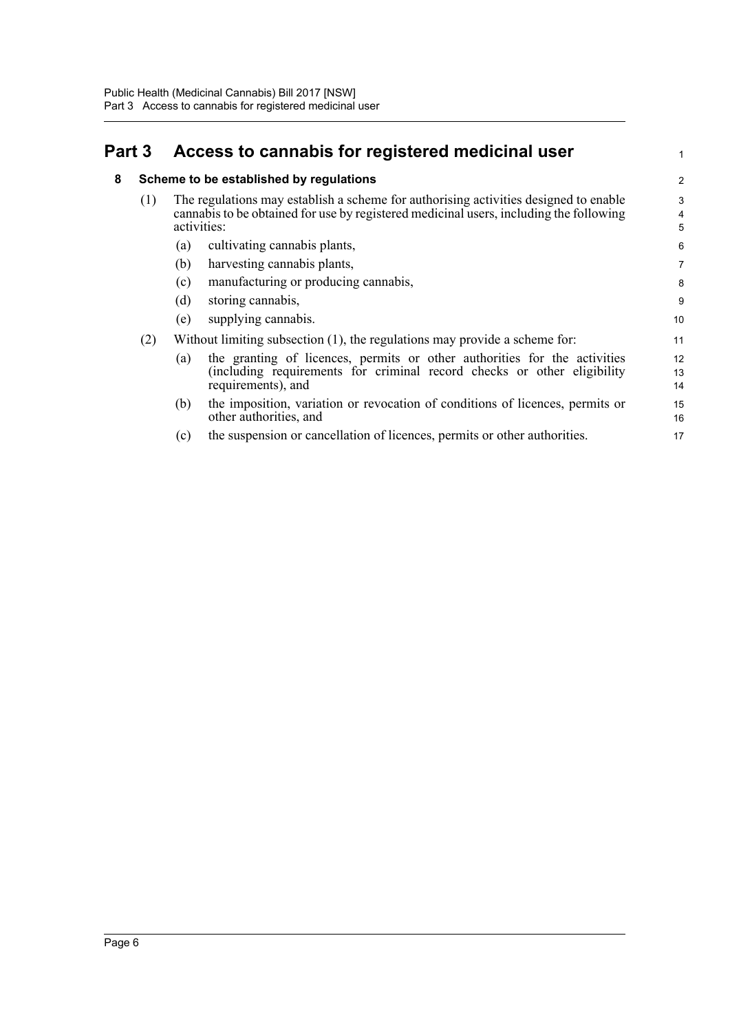# Part 3 Access to cannabis for registered medicinal user

## 8 Scheme to be established by regulations

(1) The regulations may establish a scheme for authorising activities designed to enable cannabis to be obtained for use by registered medicinal users, including the following activities:

(a) cultivating cannabis plants,

(b) harvesting cannabis plants,

(c) manufacturing or producing cannabis,

(d) storing cannabis,

(e) supplying cannabis.

(2) Without limiting subsection (1), the regulations may provide a scheme for:

(a) the granting of licences, permits or other authorities for the activities (including requirements for criminal record checks or other eligibility requirements), and

(b) the imposition, variation or revocation of conditions of licences, permits or other authorities, and

(c) the suspension or cancellation of licences, permits or other authorities.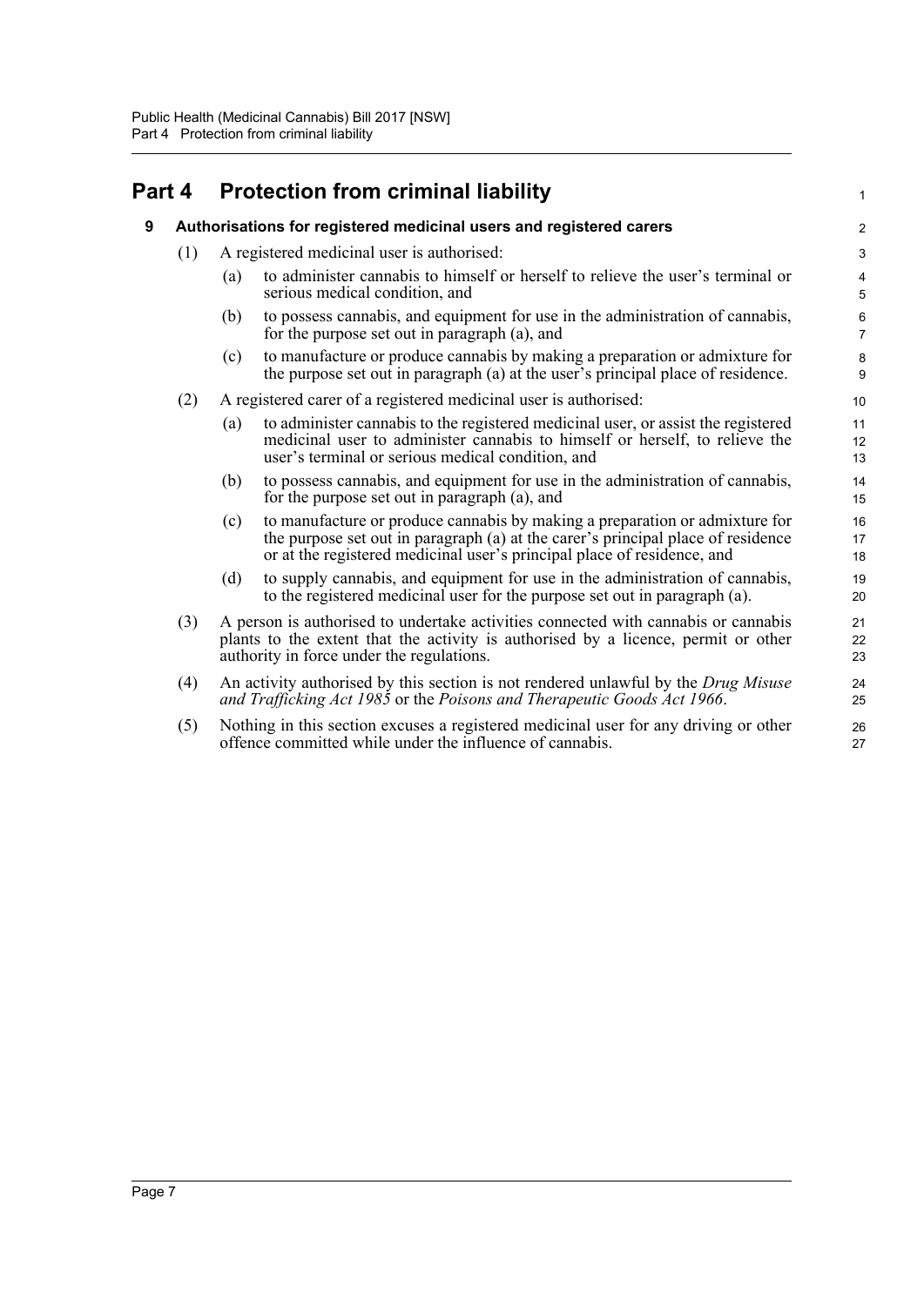# Part 4 Protection from criminal liability

## 9 Authorisations for registered medicinal users and registered carers

(1) A registered medicinal user is authorised:

(a) to administer cannabis to himself or herself to relieve the user's terminal or serious medical condition, and

(b) to possess cannabis, and equipment for use in the administration of cannabis, for the purpose set out in paragraph (a), and

(c) to manufacture or produce cannabis by making a preparation or admixture for the purpose set out in paragraph (a) at the user's principal place of residence.

(2) A registered carer of a registered medicinal user is authorised:

(a) to administer cannabis to the registered medicinal user, or assist the registered medicinal user to administer cannabis to himself or herself, to relieve the user's terminal or serious medical condition, and

(b) to possess cannabis, and equipment for use in the administration of cannabis, for the purpose set out in paragraph (a), and

(c) to manufacture or produce cannabis by making a preparation or admixture for the purpose set out in paragraph (a) at the carer's principal place of residence or at the registered medicinal user's principal place of residence, and

(d) to supply cannabis, and equipment for use in the administration of cannabis, to the registered medicinal user for the purpose set out in paragraph (a).

(3) A person is authorised to undertake activities connected with cannabis or cannabis plants to the extent that the activity is authorised by a licence, permit or other authority in force under the regulations.

(4) An activity authorised by this section is not rendered unlawful by the *Drug Misuse and Trafficking Act 1985* or the *Poisons and Therapeutic Goods Act 1966*.

(5) Nothing in this section excuses a registered medicinal user for any driving or other offence committed while under the influence of cannabis.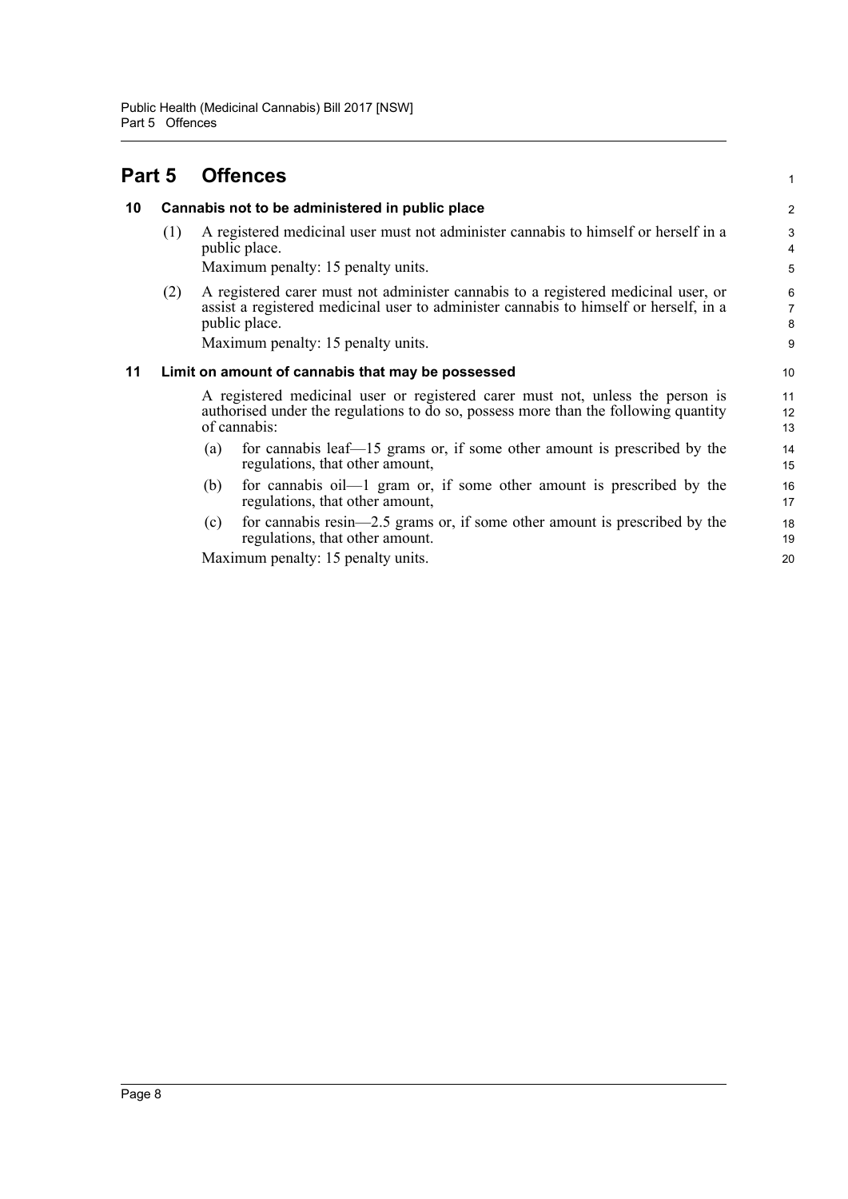# Part 5 Offences

## 10 Cannabis not to be administered in public place

(1) A registered medicinal user must not administer cannabis to himself or herself in a public place.

Maximum penalty: 15 penalty units.

(2) A registered carer must not administer cannabis to a registered medicinal user, or assist a registered medicinal user to administer cannabis to himself or herself, in a public place.

Maximum penalty: 15 penalty units.

## 11 Limit on amount of cannabis that may be possessed

A registered medicinal user or registered carer must not, unless the person is authorised under the regulations to do so, possess more than the following quantity of cannabis:

(a) for cannabis leaf—15 grams or, if some other amount is prescribed by the regulations, that other amount,

(b) for cannabis oil—1 gram or, if some other amount is prescribed by the regulations, that other amount,

(c) for cannabis resin—2.5 grams or, if some other amount is prescribed by the regulations, that other amount.

Maximum penalty: 15 penalty units.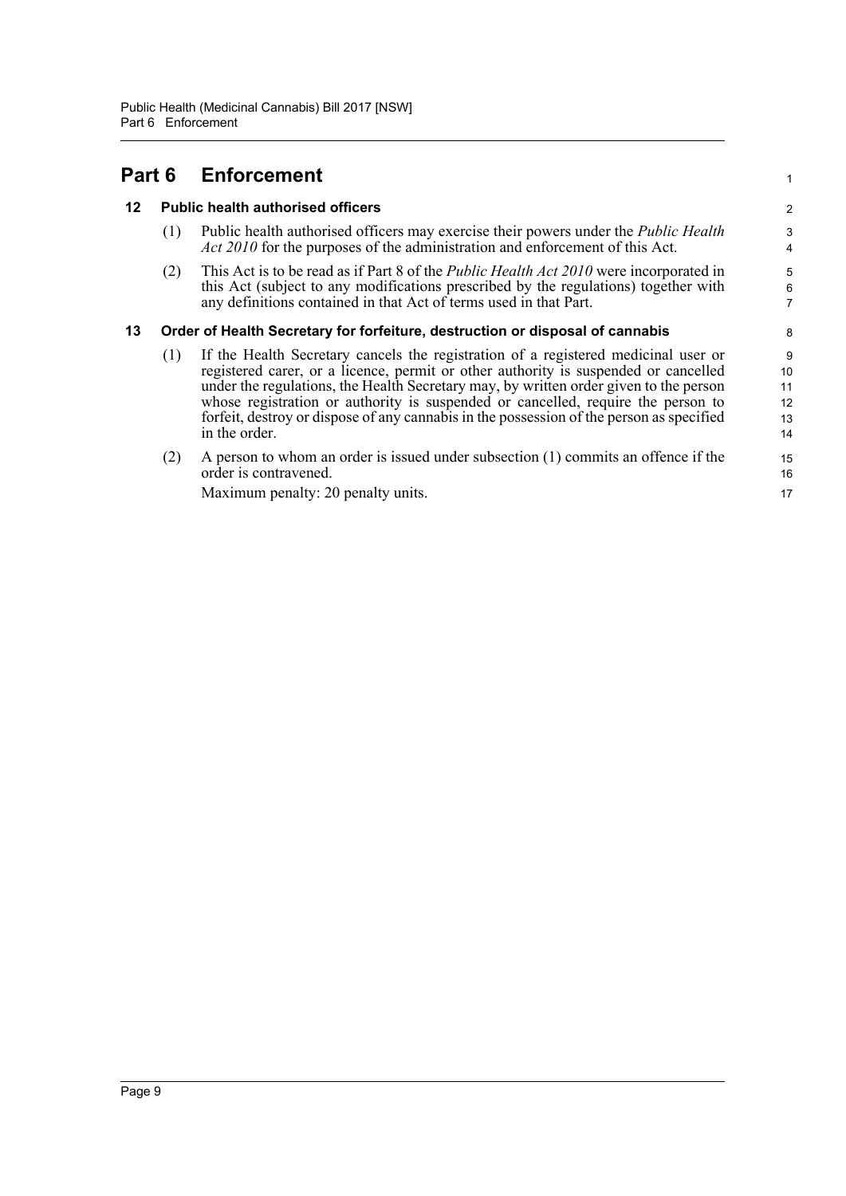# Part 6 Enforcement

### 12 Public health authorised officers

(1) Public health authorised officers may exercise their powers under the *Public Health Act 2010* for the purposes of the administration and enforcement of this Act.

(2) This Act is to be read as if Part 8 of the *Public Health Act 2010* were incorporated in this Act (subject to any modifications prescribed by the regulations) together with any definitions contained in that Act of terms used in that Part.

### 13 Order of Health Secretary for forfeiture, destruction or disposal of cannabis

(1) If the Health Secretary cancels the registration of a registered medicinal user or registered carer, or a licence, permit or other authority is suspended or cancelled under the regulations, the Health Secretary may, by written order given to the person whose registration or authority is suspended or cancelled, require the person to forfeit, destroy or dispose of any cannabis in the possession of the person as specified in the order.

(2) A person to whom an order is issued under subsection (1) commits an offence if the order is contravened.

Maximum penalty: 20 penalty units.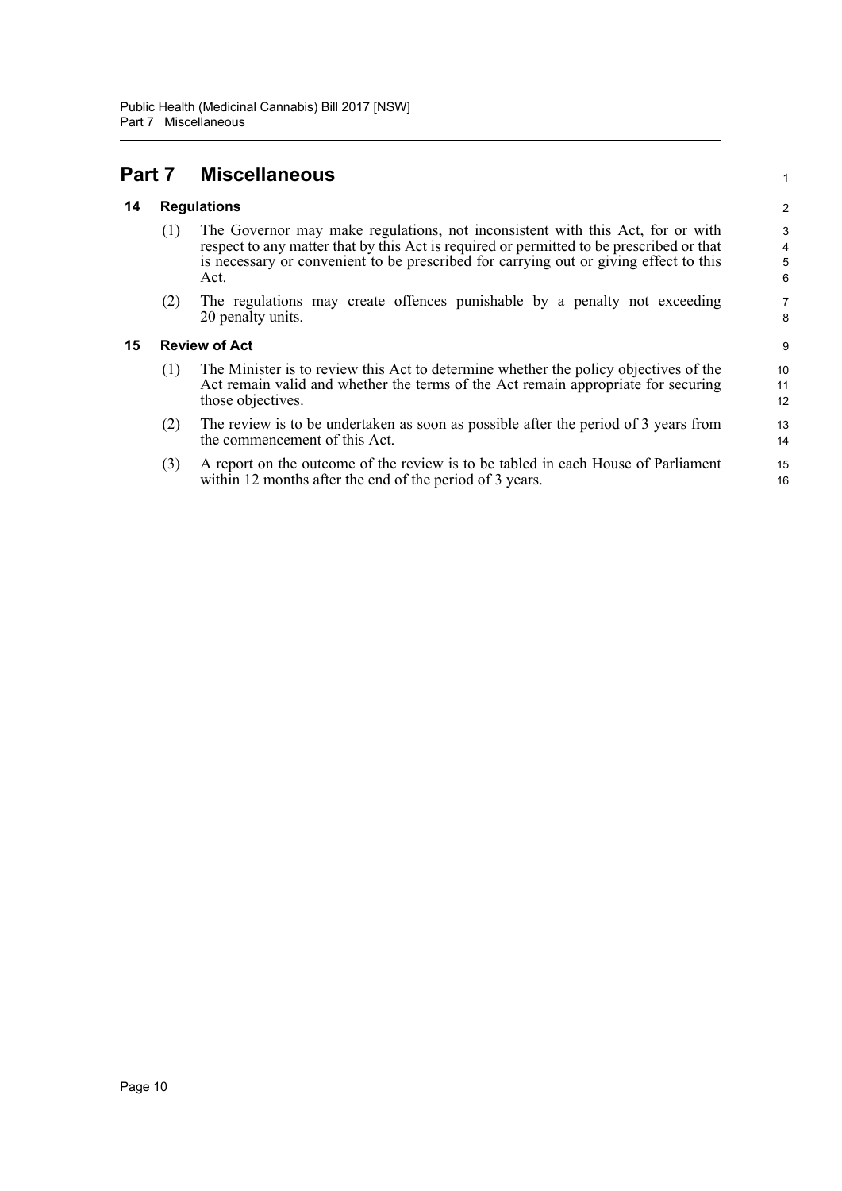# Part 7 Miscellaneous

## 14 Regulations

(1) The Governor may make regulations, not inconsistent with this Act, for or with respect to any matter that by this Act is required or permitted to be prescribed or that is necessary or convenient to be prescribed for carrying out or giving effect to this Act.

(2) The regulations may create offences punishable by a penalty not exceeding 20 penalty units.

## 15 Review of Act

(1) The Minister is to review this Act to determine whether the policy objectives of the Act remain valid and whether the terms of the Act remain appropriate for securing those objectives.

(2) The review is to be undertaken as soon as possible after the period of 3 years from the commencement of this Act.

(3) A report on the outcome of the review is to be tabled in each House of Parliament within 12 months after the end of the period of 3 years.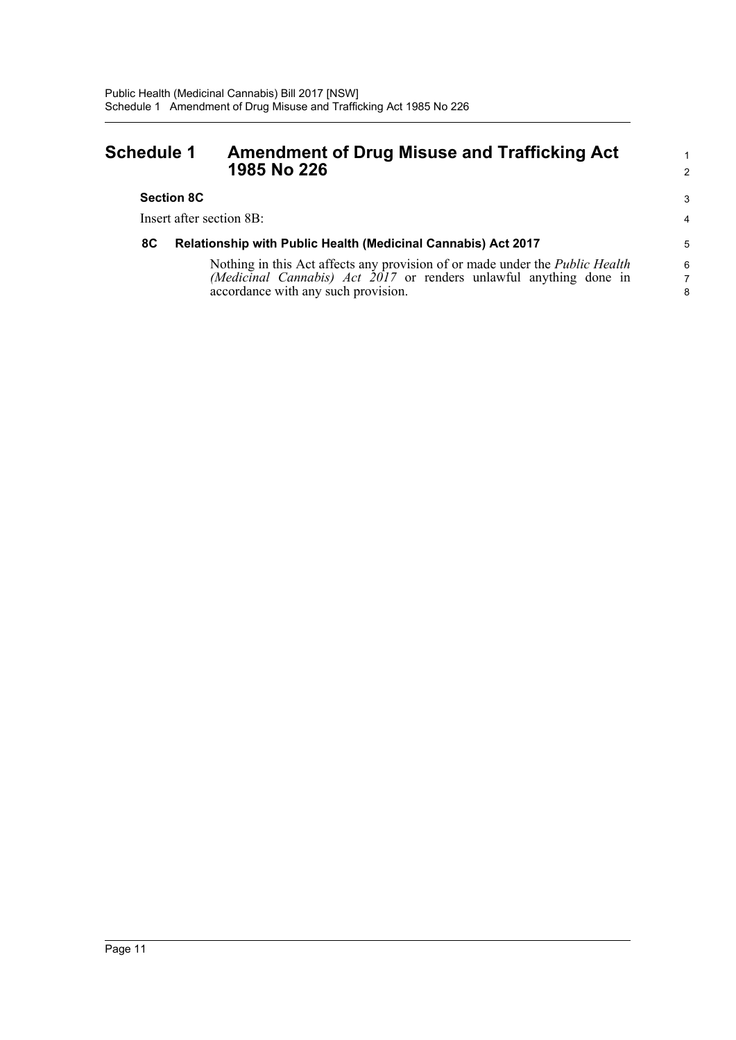# Schedule 1 Amendment of Drug Misuse and Trafficking Act 1985 No 226

**Section 8C**

Insert after section 8B:

### 8C Relationship with Public Health (Medicinal Cannabis) Act 2017

Nothing in this Act affects any provision of or made under the *Public Health (Medicinal Cannabis) Act 2017* or renders unlawful anything done in accordance with any such provision.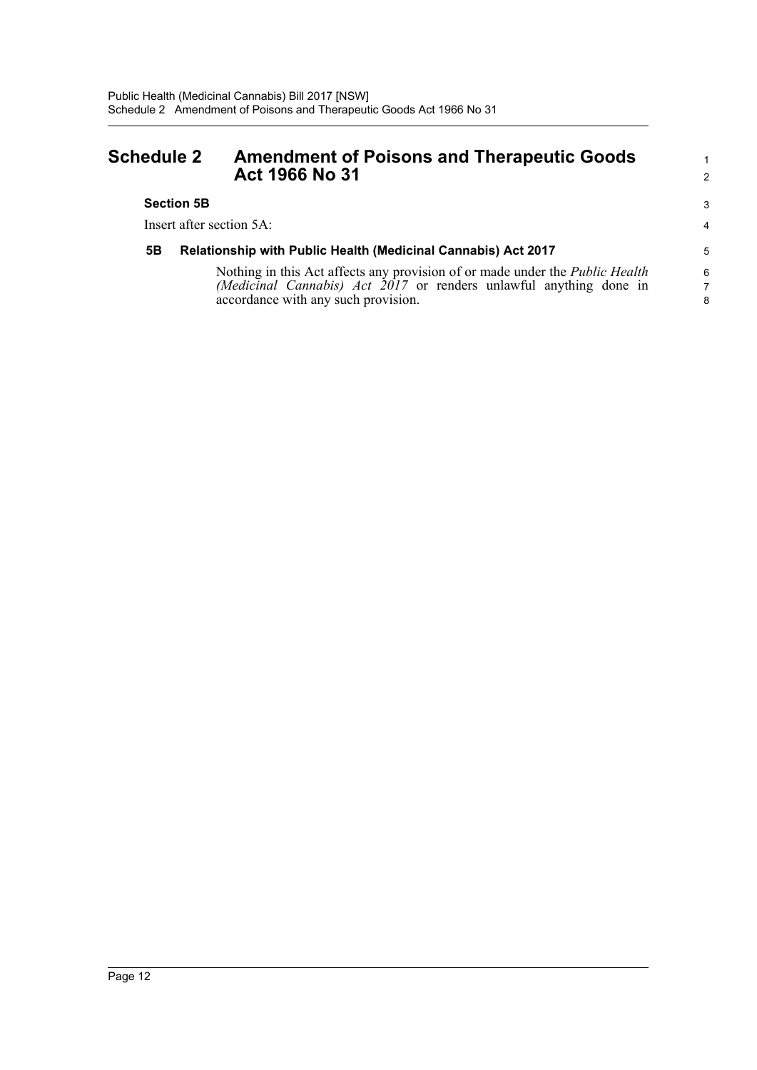# Schedule 2 Amendment of Poisons and Therapeutic Goods Act 1966 No 31

**Section 5B**

Insert after section 5A:

**5B Relationship with Public Health (Medicinal Cannabis) Act 2017**

Nothing in this Act affects any provision of or made under the *Public Health (Medicinal Cannabis) Act 2017* or renders unlawful anything done in accordance with any such provision.